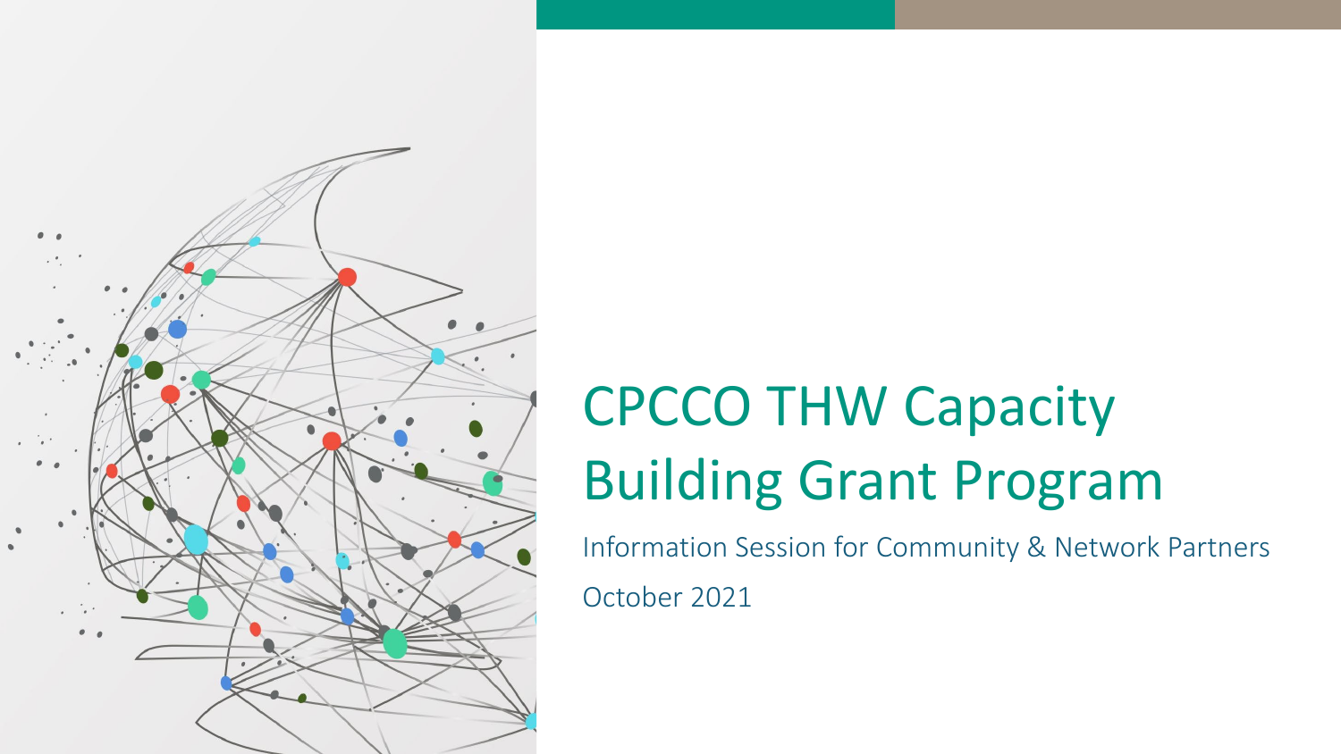# CPCCO THW Capacity Building Grant Program

Information Session for Community & Network Partners

October 2021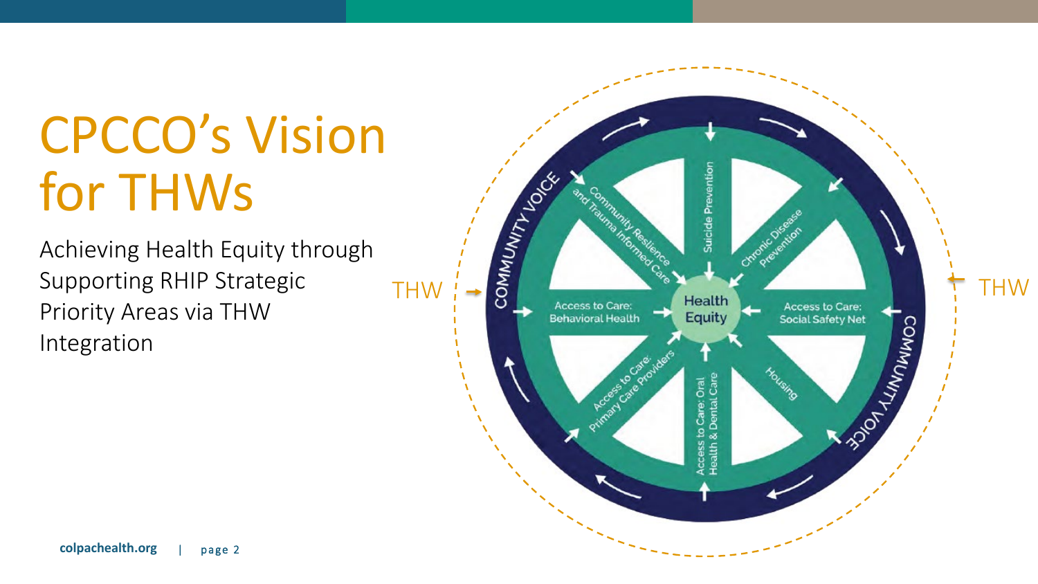# CPCCO's Vision for THWs

Achieving Health Equity through Supporting RHIP Strategic Priority Areas via THW Integration

THW

COMMUNITY VOICE

Community Resilience and Trauma Informed Care

Suicide Prevention

Chronic Disease Prevention

Access to Care: Behavioral Health

Health Equity

Access to Care: Social Safety Net

Access to Care: Primary Care Providers

Access to Care: Oral Health & Dental Care

Housing

COMMUNITY VOICE

THW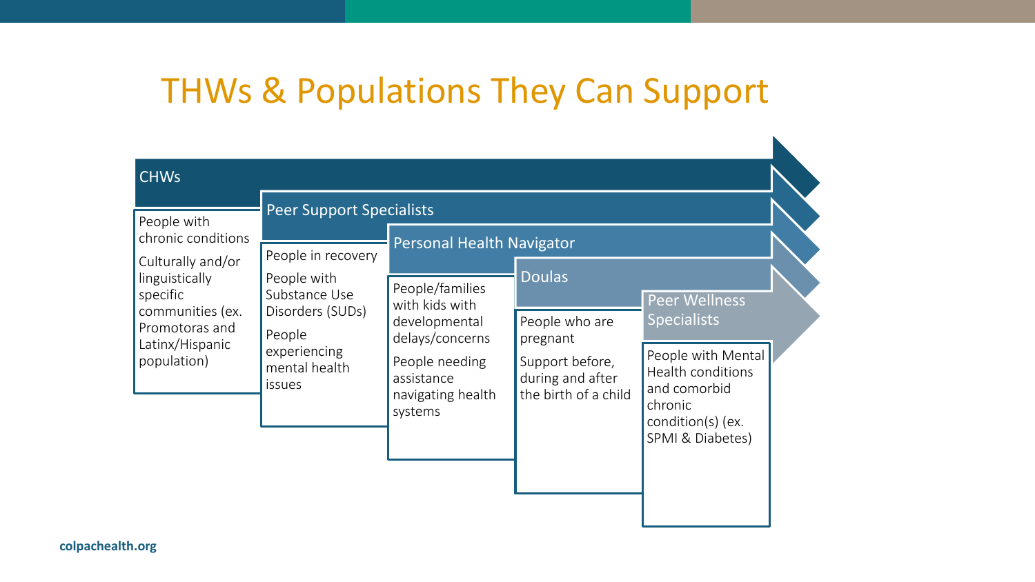# THWs & Populations They Can Support

## CHWs

- People with chronic conditions
- Culturally and/or linguistically specific communities (ex. Promotoras and Latinx/Hispanic population)

## Peer Support Specialists

- People in recovery
- People with Substance Use Disorders (SUDs)
- People experiencing mental health issues

## Personal Health Navigator

- People/families with kids with developmental delays/concerns
- People needing assistance navigating health systems

## Doulas

- People who are pregnant
- Support before, during and after the birth of a child

## Peer Wellness Specialists

- People with Mental Health conditions and comorbid chronic condition(s) (ex. SPMI & Diabetes)

colpachealth.org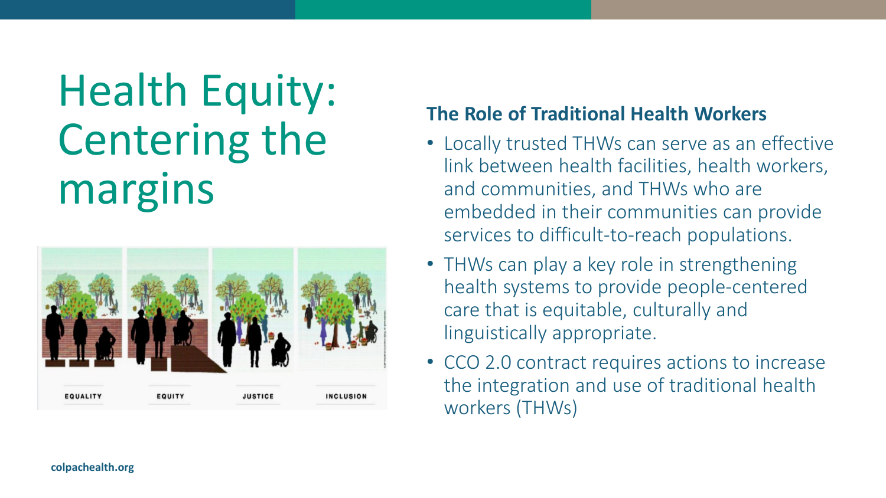# Health Equity: Centering the margins

EQUALITY EQUITY JUSTICE INCLUSION

### The Role of Traditional Health Workers

- Locally trusted THWs can serve as an effective link between health facilities, health workers, and communities, and THWs who are embedded in their communities can provide services to difficult-to-reach populations.
- THWs can play a key role in strengthening health systems to provide people-centered care that is equitable, culturally and linguistically appropriate.
- CCO 2.0 contract requires actions to increase the integration and use of traditional health workers (THWs)

**colpachealth.org**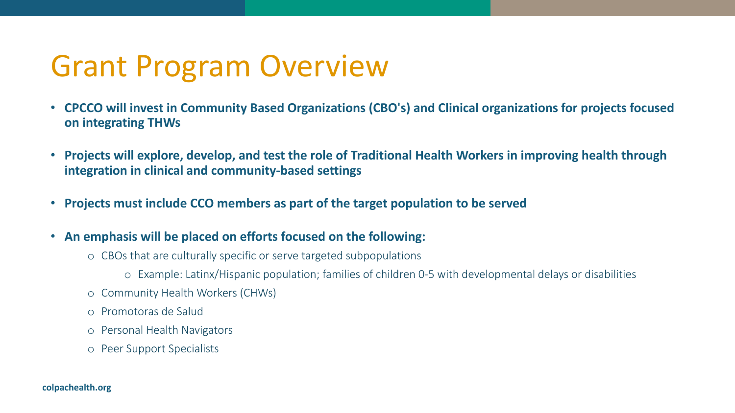# Grant Program Overview

- **CPCCO will invest in Community Based Organizations (CBO's) and Clinical organizations for projects focused on integrating THWs**
- **Projects will explore, develop, and test the role of Traditional Health Workers in improving health through integration in clinical and community-based settings**
- **Projects must include CCO members as part of the target population to be served**
- **An emphasis will be placed on efforts focused on the following:**
  - CBOs that are culturally specific or serve targeted subpopulations
    - Example: Latinx/Hispanic population; families of children 0-5 with developmental delays or disabilities
  - Community Health Workers (CHWs)
  - Promotoras de Salud
  - Personal Health Navigators
  - Peer Support Specialists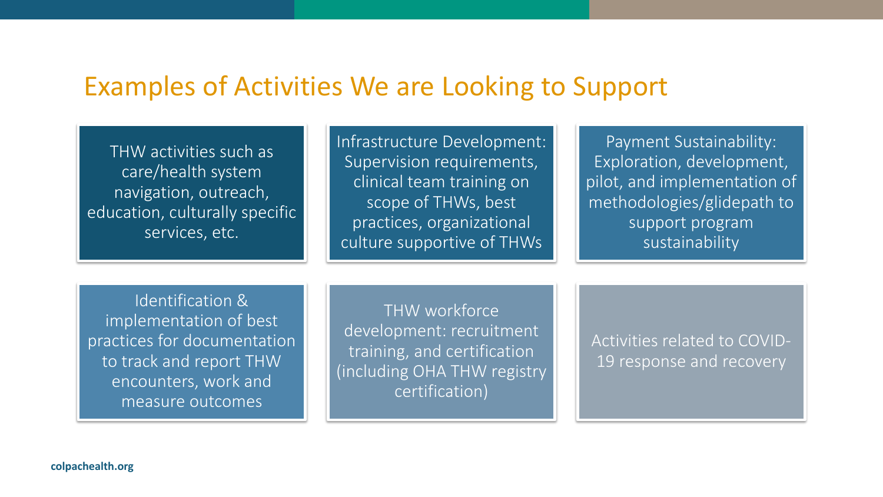# Examples of Activities We are Looking to Support

- THW activities such as care/health system navigation, outreach, education, culturally specific services, etc.
- Infrastructure Development: Supervision requirements, clinical team training on scope of THWs, best practices, organizational culture supportive of THWs
- Payment Sustainability: Exploration, development, pilot, and implementation of methodologies/glidepath to support program sustainability
- Identification & implementation of best practices for documentation to track and report THW encounters, work and measure outcomes
- THW workforce development: recruitment training, and certification (including OHA THW registry certification)
- Activities related to COVID-19 response and recovery

colpachealth.org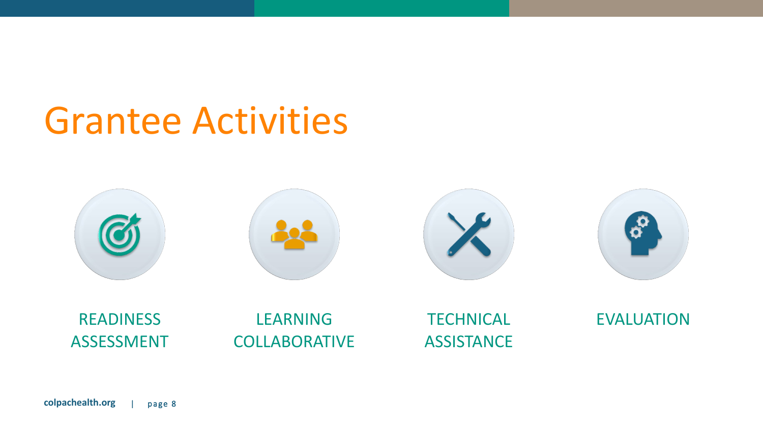# Grantee Activities

- READINESS ASSESSMENT
- LEARNING COLLABORATIVE
- TECHNICAL ASSISTANCE
- EVALUATION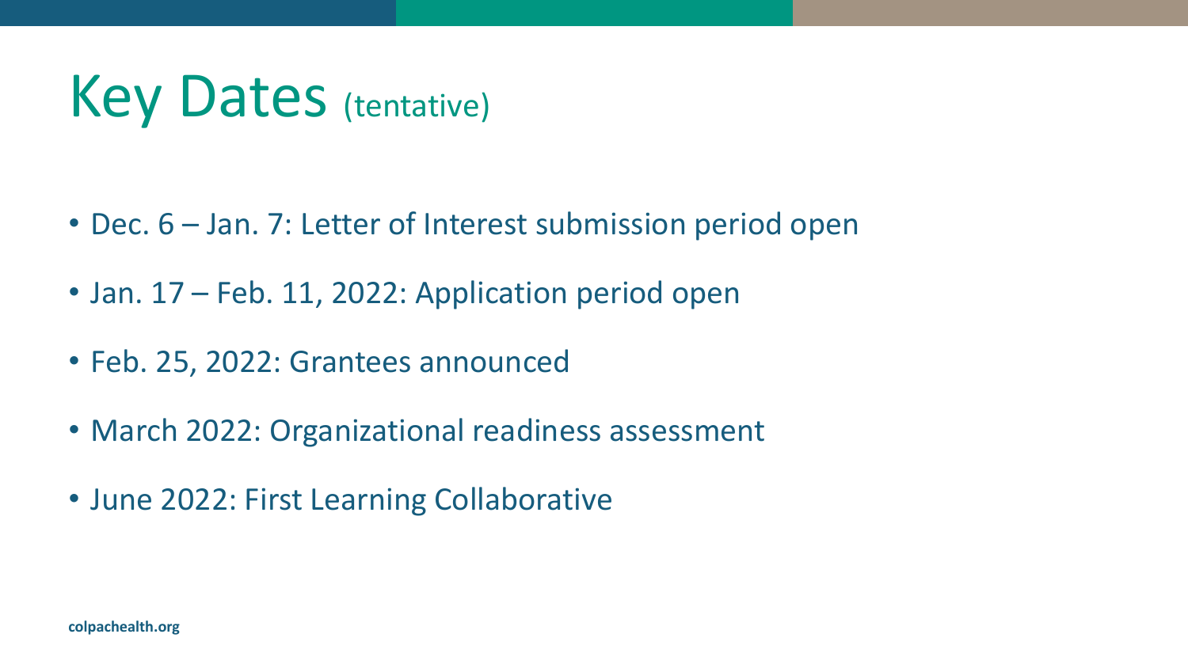# Key Dates (tentative)

- Dec. 6 – Jan. 7: Letter of Interest submission period open
- Jan. 17 – Feb. 11, 2022: Application period open
- Feb. 25, 2022: Grantees announced
- March 2022: Organizational readiness assessment
- June 2022: First Learning Collaborative

**colpachealth.org**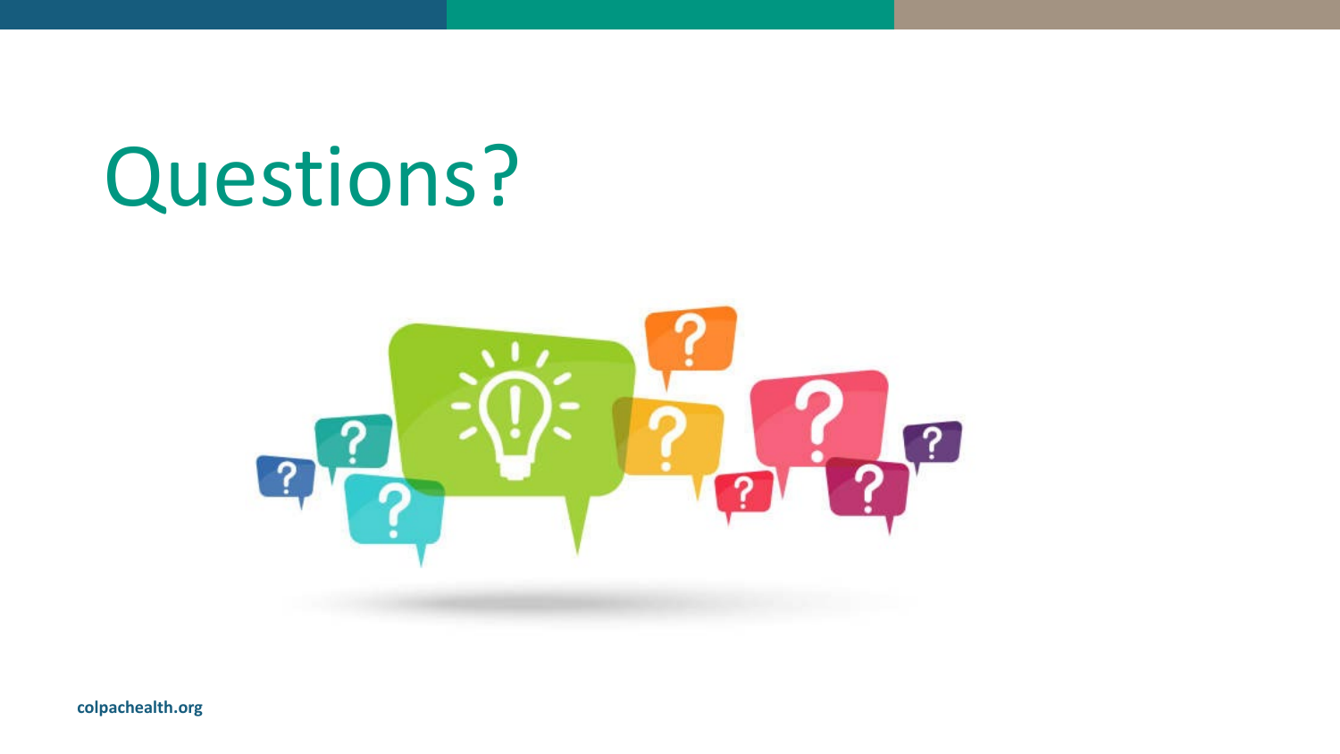# Questions?

colpachealth.org